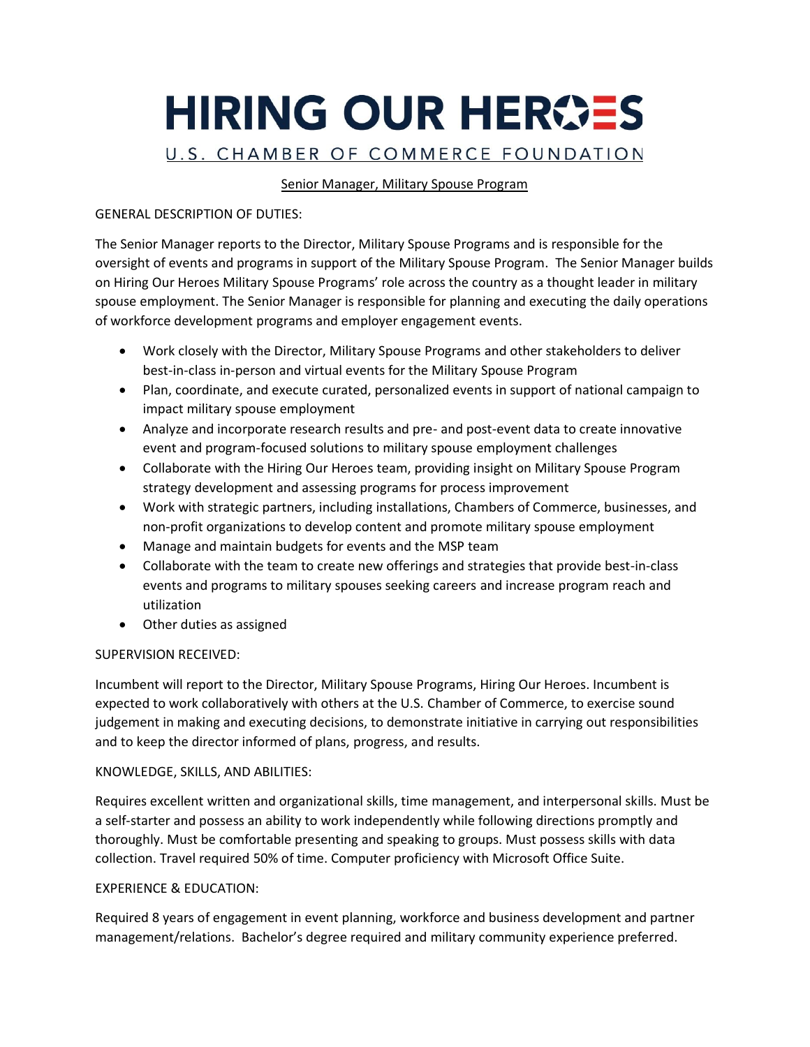# HIRING OUR HEROES

U.S. CHAMBER OF COMMERCE FOUNDATION

## Senior Manager, Military Spouse Program

GENERAL DESCRIPTION OF DUTIES:

The Senior Manager reports to the Director, Military Spouse Programs and is responsible for the oversight of events and programs in support of the Military Spouse Program. The Senior Manager builds on Hiring Our Heroes Military Spouse Programs' role across the country as a thought leader in military spouse employment. The Senior Manager is responsible for planning and executing the daily operations of workforce development programs and employer engagement events.

- Work closely with the Director, Military Spouse Programs and other stakeholders to deliver best-in-class in-person and virtual events for the Military Spouse Program
- Plan, coordinate, and execute curated, personalized events in support of national campaign to impact military spouse employment
- Analyze and incorporate research results and pre- and post-event data to create innovative event and program-focused solutions to military spouse employment challenges
- Collaborate with the Hiring Our Heroes team, providing insight on Military Spouse Program strategy development and assessing programs for process improvement
- Work with strategic partners, including installations, Chambers of Commerce, businesses, and non-profit organizations to develop content and promote military spouse employment
- Manage and maintain budgets for events and the MSP team
- Collaborate with the team to create new offerings and strategies that provide best-in-class events and programs to military spouses seeking careers and increase program reach and utilization
- Other duties as assigned

SUPERVISION RECEIVED:

Incumbent will report to the Director, Military Spouse Programs, Hiring Our Heroes. Incumbent is expected to work collaboratively with others at the U.S. Chamber of Commerce, to exercise sound judgement in making and executing decisions, to demonstrate initiative in carrying out responsibilities and to keep the director informed of plans, progress, and results.

KNOWLEDGE, SKILLS, AND ABILITIES:

Requires excellent written and organizational skills, time management, and interpersonal skills. Must be a self-starter and possess an ability to work independently while following directions promptly and thoroughly. Must be comfortable presenting and speaking to groups. Must possess skills with data collection. Travel required 50% of time. Computer proficiency with Microsoft Office Suite.

EXPERIENCE & EDUCATION:

Required 8 years of engagement in event planning, workforce and business development and partner management/relations. Bachelor's degree required and military community experience preferred.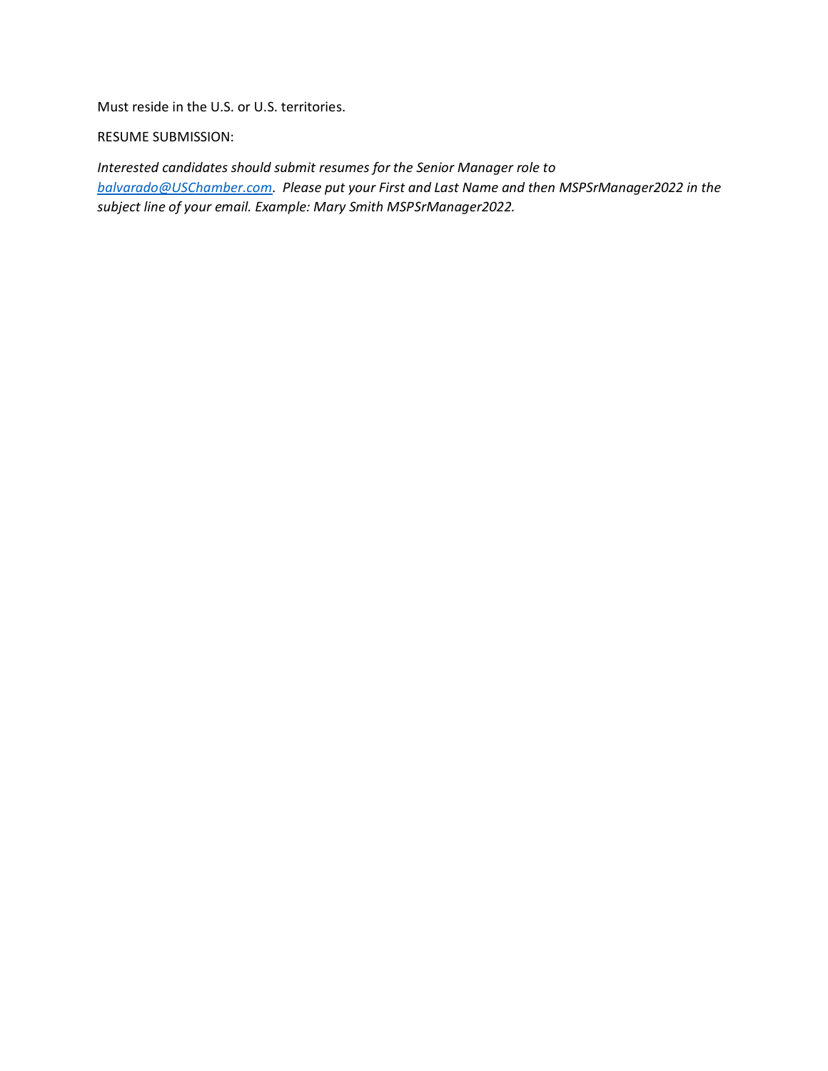Must reside in the U.S. or U.S. territories.

RESUME SUBMISSION:

*Interested candidates should submit resumes for the Senior Manager role to [balvarado@USChamber.com](mailto:balvarado@USChamber.com). Please put your First and Last Name and then MSPSrManager2022 in the subject line of your email. Example: Mary Smith MSPSrManager2022.*